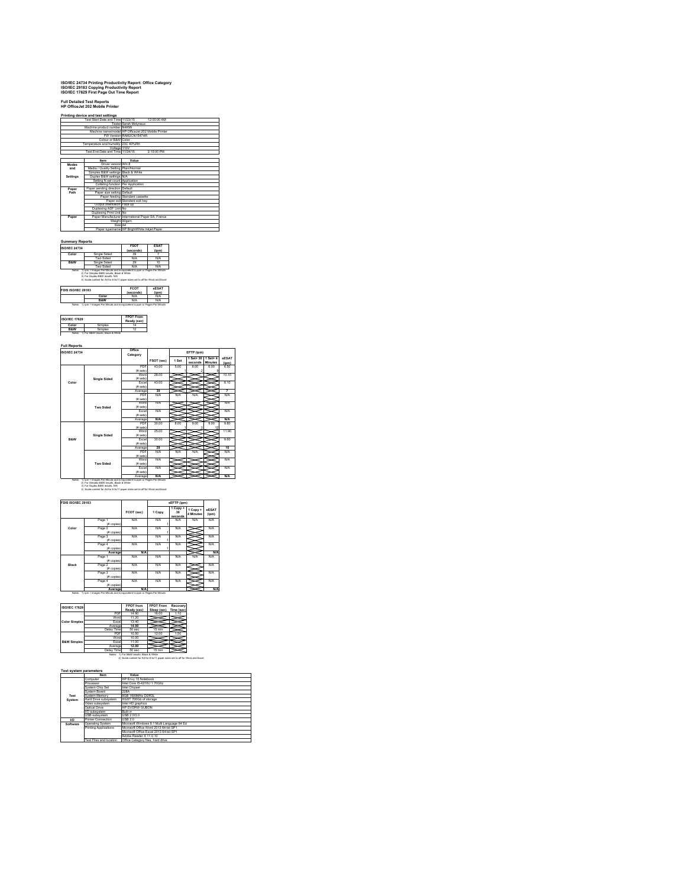# ISO/IEC 24734 Printing Productivity Report: Office Category
# ISO/IEC 29183 Copying Productivity Report
# ISO/IEC 17629 First Page Out Time Report

## Full Detailed Test Reports
## HP OfficeJet 202 Mobile Printer

### Printing device and test settings

| | | |
|---|---|---|
| Test Start Date and Time | 11/23/15 | 12:00:00 AM |
| Tester | Sarah Molyneux | |
| Machine product number | N4K99 | |
| Machine name/model | HP OfficeJet 202 Mobile Printer | |
| FW Version | RAM2CN1547AR | |
| Colour or B&W | Color | |
| Temperature and humidity | 23C 40%RH | |
| Voltage | 110V | |
| Test End Date and Time | 11/24/15 | 2:15:00 PM |

| | Item | Value |
|---|---|---|
| Modes and Settings | Driver version | Win 8 |
| | Media / Quality Setting | Plain/Normal |
| | Simplex B&W settings | Black & White |
| | Duplex B&W settings | N/A |
| | Setting N set count | Application |
| | Collating function | Per Application |
| Paper Path | Paper sending direction | Default |
| | Paper size setting | Default |
| | Paper feeding | Standard cassette |
| | Paper exit | Standard exit tray |
| | Output orientation | Face up |
| | Duplexing ADF Unit | No |
| | Duplexing Print Unit | No |
| Paper | Paper Manufacturer | International Paper SA, France |
| | Weight | 80gsm |
| | Size | A4 |
| | Paper type/name | HP BrightWhite Inkjet Paper |

### Summary Reports

| ISO/IEC 24734 | | FSOT (seconds) | ESAT (ipm) |
|---|---|---|---|
| Color | Single Sided | 39 | 7 |
| | Two Sided | N/A | N/A |
| B&W | Single Sided | 29 | 10 |
| | Two Sided | N/A | N/A |

Notes: 1) ipm = Images Per Minute and is equivalent to ppm or Pages Per Minute
2) For Simplex B&W results, Black & White
3) For Duplex B&W results, N/A
4) Scale content for A4 for 8.5x11 paper sizes set to off for Word and Excel

| FDIS ISO/IEC 29183 | FCOT (seconds) | sESAT (ipm) |
|---|---|---|
| Color | N/A | N/A |
| B&W | N/A | N/A |

Notes: 1) ipm = Images Per Minute and is equivalent to ppm or Pages Per Minute

| ISO/IEC 17629 | | FPOT From Ready (sec) |
|---|---|---|
| Color | Simplex | 14 |
| B&W | Simplex | 12 |

Notes: 1) For B&W results, Black & White

### Full Reports

| ISO/IEC 24734 | | Office Category | FSOT (sec) | EFTP (ipm) 1 Set | 1 Set + 30 seconds | 1 Set + 4 Minutes | sESAT (ipm) |
|---|---|---|---|---|---|---|---|
| Color | Single Sided | PDF | 43.00 | 5.00 | 6.00 | 6.00 | 6.50 |
| | | (# sets) | | 1 | 2 | 9 | |
| | | Word | 28.00 | | | | 10.10 |
| | | (# sets) | | | | | |
| | | Excel | 43.00 | | | | 6.10 |
| | | (# sets) | | | | | |
| | | Average | 39 | | | | 7 |
| | Two Sided | PDF | N/A | N/A | N/A | | N/A |
| | | (# sets) | | | | | |
| | | Word | N/A | | | | N/A |
| | | (# sets) | | | | | |
| | | Excel | N/A | | | | N/A |
| | | (# sets) | | | | | |
| | | Average | N/A | | | | N/A |
| B&W | Single Sided | PDF | 30.00 | 8.00 | 9.00 | 9.00 | 9.80 |
| | | (# sets) | | 1 | 3 | 12 | |
| | | Word | 25.00 | | | | 11.90 |
| | | (# sets) | | | | | |
| | | Excel | 30.00 | | | | 9.60 |
| | | (# sets) | | | | | |
| | | Average | 29 | | | | 10 |
| | Two Sided | PDF | N/A | N/A | N/A | | N/A |
| | | (# sets) | | | | | |
| | | Word | N/A | | | | N/A |
| | | (# sets) | | | | | |
| | | Excel | N/A | | | | N/A |
| | | (# sets) | | | | | |
| | | Average | N/A | | | | N/A |

Notes: 1) ipm = Images Per Minute and is equivalent to ppm or Pages Per Minute
2) For Simplex B&W results, Black & White
3) For Duplex B&W results, N/A
4) Scale content for A4 for 8.5x11 paper sizes set to off for Word and Excel

| FDIS ISO/IEC 29183 | | FCOT (sec) | sEFTP (ipm) 1 Copy | 1 Copy + 30 seconds | 1 Copy + 4 Minutes | sESAT (ipm) |
|---|---|---|---|---|---|---|
| Color | Page 1 | N/A | N/A | N/A | N/A | N/A |
| | (# copies) | | 1 | | | |
| | Page 2 | N/A | N/A | N/A | | N/A |
| | (# copies) | | 1 | | | |
| | Page 3 | N/A | N/A | N/A | | N/A |
| | (# copies) | | 1 | | | |
| | Page 4 | N/A | N/A | N/A | | N/A |
| | (# copies) | | 1 | | | |
| | Average | N/A | | | | N/A |
| Black | Page 1 | N/A | N/A | N/A | N/A | N/A |
| | (# copies) | | | | | |
| | Page 2 | N/A | N/A | N/A | | N/A |
| | (# copies) | | | | | |
| | Page 3 | N/A | N/A | N/A | | N/A |
| | (# copies) | | | | | |
| | Page 4 | N/A | N/A | N/A | | N/A |
| | (# copies) | | | | | |
| | Average | N/A | | | | N/A |

Notes: 1) ipm = Images Per Minute and is equivalent to ppm or Pages Per Minute

| ISO/IEC 17629 | | FPOT from Ready (sec) | FPOT From Sleep (sec) | Recovery Time (sec) |
|---|---|---|---|---|
| Color Simplex | PDF | 14.80 | 16.00 | 1.10 |
| | Word | 11.20 | | |
| | Excel | 15.40 | | |
| | Average | 14.00 | | |
| | Delay Time | 50 sec | 15 min | |
| B&W Simplex | PDF | 10.50 | 12.00 | 1.50 |
| | Word | 10.00 | | |
| | Excel | 11.00 | | |
| | Average | 12.00 | | |
| | Delay Time | 50 sec | 15 min | |

Notes: 1) For B&W results, Black & White
2) Scale content for A4 for 8.5x11 paper sizes set to off for Word and Excel

### Test system parameters

| | Item | Value |
|---|---|---|
| Test System | Computer | HP Envy 15 Notebook |
| | Processor | Intel Core i5-4210U 1.70GHz |
| | System Chip Set | Intel Chipset |
| | System Board | 228A |
| | System Memory | 8GB 1600MHz DDR3L |
| | Hard Drive subsystem | HGST 700Gb of storage |
| | Video subsystem | Intel HD graphics |
| | Optical Drive | HP DVDRW GUBON |
| | I/O subsystem | Built in |
| | USB subsystem | USB 2.0/3.0 |
| I/O | Printer Connection | USB 2.0 |
| Software | Operating System | Microsoft Windows 8.1 Multi Language 64 Ed |
| | Printing Applications | Microsoft Office Word 2013 64-bit SP1 |
| | | Microsoft Office Excel 2013 64-bit SP1 |
| | | Adobe Reader X 11.0.10 |
| | Test Files and location | Office Category files, hard drive |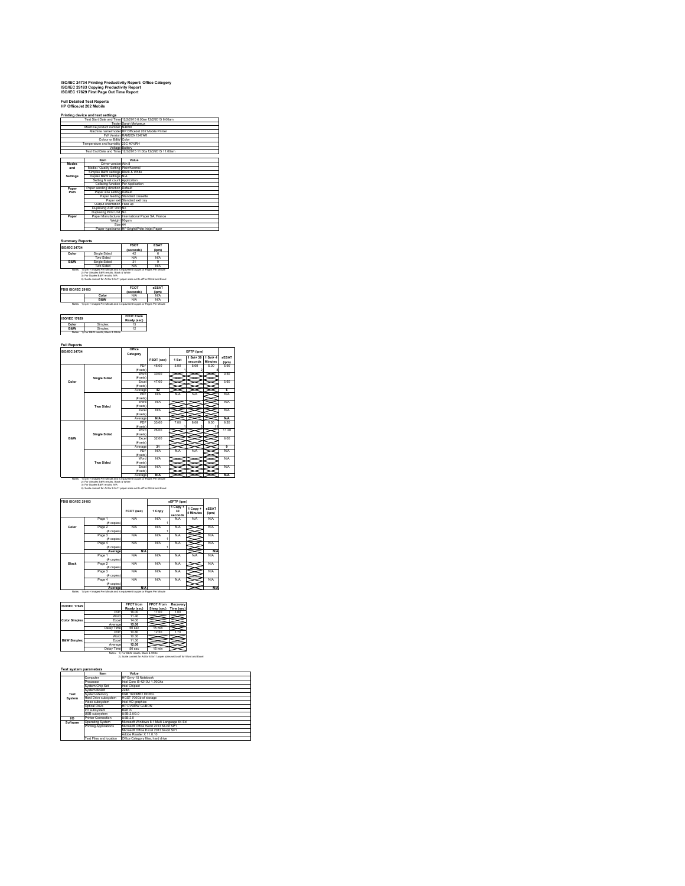# ISO/IEC 24734 Printing Productivity Report: Office Category
# ISO/IEC 29183 Copying Productivity Report
# ISO/IEC 17629 First Page Out Time Report

## Full Detailed Test Reports
## HP OfficeJet 202 Mobile

### Printing device and test settings

| | |
|---|---|
| Test Start Date and Time | 12/2/2015 6:00am 12/2/2015 6:00am |
| Tester | Sarah Molyneux |
| Machine product number | N4K99 |
| Machine name/model | HP OfficeJet 202 Mobile Printer |
| FW Version | RAM2CN1547AR |
| Colour or B&W | Color |
| Temperature and humidity | 23C 40%RH |
| Voltage | Battery |
| Test End Date and Time | 12/3/2015 11:00a 12/3/2015 11:00am |

| | Item | Value |
|---|---|---|
| Modes and Settings | Driver version | Win 8 |
| | Media / Quality Setting | Plain/Normal |
| | Simplex B&W settings | Black & White |
| | Duplex B&W settings | N/A |
| | Setting N set count | Application |
| | Collating function | Per Application |
| Paper Path | Paper sending direction | Default |
| | Paper size setting | Default |
| | Paper feeding | Standard cassette |
| | Paper exit | Standard exit tray |
| | Output orientation | Face up |
| | Duplexing ADF Unit | No |
| | Duplexing Print Unit | No |
| Paper | Paper Manufacturer | International Paper SA, France |
| | Weight | 80gsm |
| | Size | A4 |
| | Paper type/name | HP BrightWhite Inkjet Paper |

### Summary Reports

| ISO/IEC 24734 | | FSOT (seconds) | ESAT (ipm) |
|---|---|---|---|
| Color | Single Sided | 42 | 6 |
| | Two Sided | N/A | N/A |
| B&W | Single Sided | 31 | 9 |
| | Two Sided | N/A | N/A |

Notes: 1) ipm = Images Per Minute and is equivalent to ppm or Pages Per Minute
2) For Simplex B&W results, Black & White
3) For Duplex B&W results, N/A
4) Scale content for A4 to 8.5x11 paper sizes set to off for Word and Excel

| FDIS ISO/IEC 29183 | FCOT (seconds) | sESAT (ipm) |
|---|---|---|
| Color | N/A | N/A |
| B&W | N/A | N/A |

Notes: 1) ipm = Images Per Minute and is equivalent to ppm or Pages Per Minute

| ISO/IEC 17629 | | FPOT From Ready (sec) |
|---|---|---|
| Color | Simplex | 15 |
| B&W | Simplex | 12 |

Notes: 1) For B&W results, Black & White

### Full Reports

| ISO/IEC 24734 | | Office Category | FSOT (sec) | EFTP (ipm) 1 Set | 1 Set + 30 seconds | 1 Set + 4 Minutes | sESAT (ipm) |
|---|---|---|---|---|---|---|---|
| Color | Single Sided | PDF | 46.00 | 5.00 | 5.00 | 5.00 | 5.90 |
| | | (# sets) | | 1 | 2 | 8 | |
| | | Word | 30.00 | | | | 9.50 |
| | | (# sets) | | | | | |
| | | Excel | 47.00 | | | | 5.60 |
| | | (# sets) | | | | | |
| | | Average | 42 | | | | 6 |
| | Two Sided | PDF | N/A | N/A | N/A | | N/A |
| | | (# sets) | | | | | |
| | | Word | N/A | | | | N/A |
| | | (# sets) | | | | | |
| | | Excel | N/A | | | | N/A |
| | | (# sets) | | | | | |
| | | Average | N/A | | | | N/A |
| B&W | Single Sided | PDF | 33.00 | 7.00 | 8.00 | 9.00 | 9.20 |
| | | (# sets) | | 1 | 3 | 11 | |
| | | Word | 26.00 | | | | 11.20 |
| | | (# sets) | | | | | |
| | | Excel | 32.00 | | | | 9.00 |
| | | (# sets) | | | | | |
| | | Average | 31 | | | | 9 |
| | Two Sided | PDF | N/A | N/A | N/A | | N/A |
| | | (# sets) | | | | | |
| | | Word | N/A | | | | N/A |
| | | (# sets) | | | | | |
| | | Excel | N/A | | | | N/A |
| | | (# sets) | | | | | |
| | | Average | N/A | | | | N/A |

Notes: 1) ipm = Images Per Minute and is equivalent to ppm or Pages Per Minute
2) For Simplex B&W results, Black & White
3) For Duplex B&W results, N/A
4) Scale content for A4 to 8.5x11 paper sizes set to off for Word and Excel

| FDIS ISO/IEC 29183 | | FCOT (sec) | sEFTP (ipm) 1 Copy | 1 Copy + 30 seconds | 1 Copy + 4 Minutes | sESAT (ipm) |
|---|---|---|---|---|---|---|
| Color | Page 1 | N/A | N/A | N/A | N/A | N/A |
| | (# copies) | | 1 | | | |
| | Page 2 | N/A | N/A | N/A | | N/A |
| | (# copies) | | 1 | | | |
| | Page 3 | N/A | N/A | N/A | | N/A |
| | (# copies) | | 1 | | | |
| | Page 4 | N/A | N/A | N/A | | N/A |
| | (# copies) | | 1 | | | |
| | Average | N/A | | | | N/A |
| Black | Page 1 | N/A | N/A | N/A | N/A | N/A |
| | (# copies) | | | | | |
| | Page 2 | N/A | N/A | N/A | | N/A |
| | (# copies) | | | | | |
| | Page 3 | N/A | N/A | N/A | | N/A |
| | (# copies) | | | | | |
| | Page 4 | N/A | N/A | N/A | | N/A |
| | (# copies) | | | | | |
| | Average | N/A | | | | N/A |

Notes: 1) ipm = Images Per Minute and is equivalent to ppm or Pages Per Minute

| ISO/IEC 17629 | | FPOT from Ready (sec) | FPOT From Sleep (sec) | Recovery Time (sec) |
|---|---|---|---|---|
| Color Simplex | PDF | 16.00 | 17.00 | 1.00 |
| | Word | 11.40 | | |
| | Excel | 14.00 | | |
| | Average | 15.00 | | |
| | Delay Time | 50 sec | 15 min | |
| B&W Simplex | PDF | 10.80 | 12.50 | 1.70 |
| | Word | 10.30 | | |
| | Excel | 11.30 | | |
| | Average | 12.00 | | |
| | Delay Time | 50 sec | 15 min | |

Notes: 1) For B&W results, Black & White
2) Scale content for A4 to 8.5x11 paper sizes set to off for Word and Excel

### Test system parameters

| | Item | Value |
|---|---|---|
| Test System | Computer | HP Envy 15 Notebook |
| | Processor | Intel Core i5-4210U 1.70GHz |
| | System Chip Set | Intel Chipset |
| | System Board | 228A |
| | System Memory | 8GB 1600MHz DDR3L |
| | Hard Drive subsystem | HGST 700Gb of storage |
| | Video subsystem | Intel HD graphics |
| | Optical Drive | HP DVDRW GUB0N |
| | I/O subsystem | Built in |
| | USB subsystem | USB 2.0/3.0 |
| I/O | Printer Connection | USB 2.0 |
| Software | Operating System | Microsoft Windows 8.1 Multi Language 64 Ed |
| | Printing Applications | Microsoft Office Word 2013 64-bit SP1 |
| | | Microsoft Office Excel 2013 64-bit SP1 |
| | | Adobe Reader X 11.0.10 |
| | Test Files and location | Office Category files, hard drive |